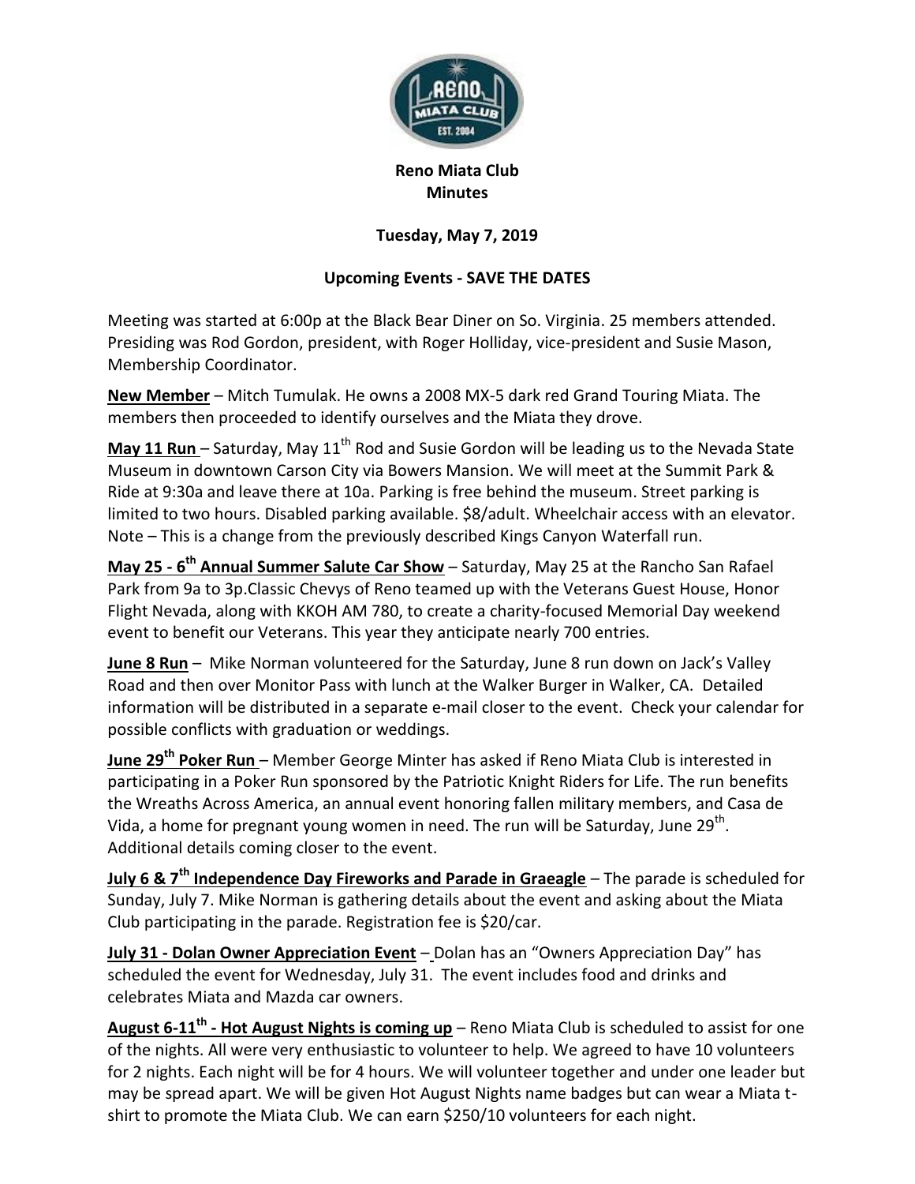**Reno Miata Club**
**Minutes**

**Tuesday, May 7, 2019**

**Upcoming Events - SAVE THE DATES**

Meeting was started at 6:00p at the Black Bear Diner on So. Virginia. 25 members attended. Presiding was Rod Gordon, president, with Roger Holliday, vice-president and Susie Mason, Membership Coordinator.

**New Member** – Mitch Tumulak. He owns a 2008 MX-5 dark red Grand Touring Miata. The members then proceeded to identify ourselves and the Miata they drove.

**May 11 Run** – Saturday, May 11th Rod and Susie Gordon will be leading us to the Nevada State Museum in downtown Carson City via Bowers Mansion. We will meet at the Summit Park & Ride at 9:30a and leave there at 10a. Parking is free behind the museum. Street parking is limited to two hours. Disabled parking available. $8/adult. Wheelchair access with an elevator. Note – This is a change from the previously described Kings Canyon Waterfall run.

**May 25 - 6th Annual Summer Salute Car Show** – Saturday, May 25 at the Rancho San Rafael Park from 9a to 3p.Classic Chevys of Reno teamed up with the Veterans Guest House, Honor Flight Nevada, along with KKOH AM 780, to create a charity-focused Memorial Day weekend event to benefit our Veterans. This year they anticipate nearly 700 entries.

**June 8 Run** – Mike Norman volunteered for the Saturday, June 8 run down on Jack's Valley Road and then over Monitor Pass with lunch at the Walker Burger in Walker, CA. Detailed information will be distributed in a separate e-mail closer to the event. Check your calendar for possible conflicts with graduation or weddings.

**June 29th Poker Run** – Member George Minter has asked if Reno Miata Club is interested in participating in a Poker Run sponsored by the Patriotic Knight Riders for Life. The run benefits the Wreaths Across America, an annual event honoring fallen military members, and Casa de Vida, a home for pregnant young women in need. The run will be Saturday, June 29th. Additional details coming closer to the event.

**July 6 & 7th Independence Day Fireworks and Parade in Graeagle** – The parade is scheduled for Sunday, July 7. Mike Norman is gathering details about the event and asking about the Miata Club participating in the parade. Registration fee is $20/car.

**July 31 - Dolan Owner Appreciation Event** – Dolan has an "Owners Appreciation Day" has scheduled the event for Wednesday, July 31. The event includes food and drinks and celebrates Miata and Mazda car owners.

**August 6-11th - Hot August Nights is coming up** – Reno Miata Club is scheduled to assist for one of the nights. All were very enthusiastic to volunteer to help. We agreed to have 10 volunteers for 2 nights. Each night will be for 4 hours. We will volunteer together and under one leader but may be spread apart. We will be given Hot August Nights name badges but can wear a Miata t-shirt to promote the Miata Club. We can earn $250/10 volunteers for each night.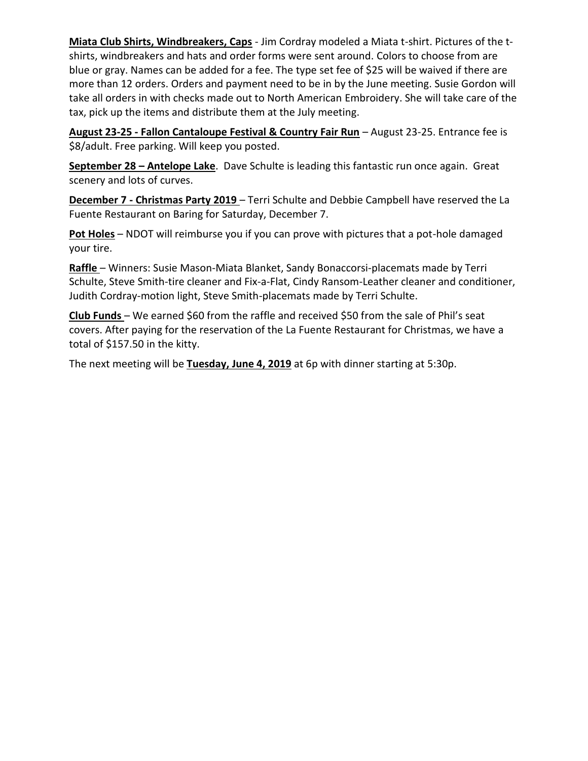**Miata Club Shirts, Windbreakers, Caps** - Jim Cordray modeled a Miata t-shirt. Pictures of the t-shirts, windbreakers and hats and order forms were sent around. Colors to choose from are blue or gray. Names can be added for a fee. The type set fee of $25 will be waived if there are more than 12 orders. Orders and payment need to be in by the June meeting. Susie Gordon will take all orders in with checks made out to North American Embroidery. She will take care of the tax, pick up the items and distribute them at the July meeting.

**August 23-25 - Fallon Cantaloupe Festival & Country Fair Run** – August 23-25. Entrance fee is $8/adult. Free parking. Will keep you posted.

**September 28 – Antelope Lake**. Dave Schulte is leading this fantastic run once again. Great scenery and lots of curves.

**December 7 - Christmas Party 2019** – Terri Schulte and Debbie Campbell have reserved the La Fuente Restaurant on Baring for Saturday, December 7.

**Pot Holes** – NDOT will reimburse you if you can prove with pictures that a pot-hole damaged your tire.

**Raffle** – Winners: Susie Mason-Miata Blanket, Sandy Bonaccorsi-placemats made by Terri Schulte, Steve Smith-tire cleaner and Fix-a-Flat, Cindy Ransom-Leather cleaner and conditioner, Judith Cordray-motion light, Steve Smith-placemats made by Terri Schulte.

**Club Funds** – We earned $60 from the raffle and received $50 from the sale of Phil's seat covers. After paying for the reservation of the La Fuente Restaurant for Christmas, we have a total of $157.50 in the kitty.

The next meeting will be **Tuesday, June 4, 2019** at 6p with dinner starting at 5:30p.